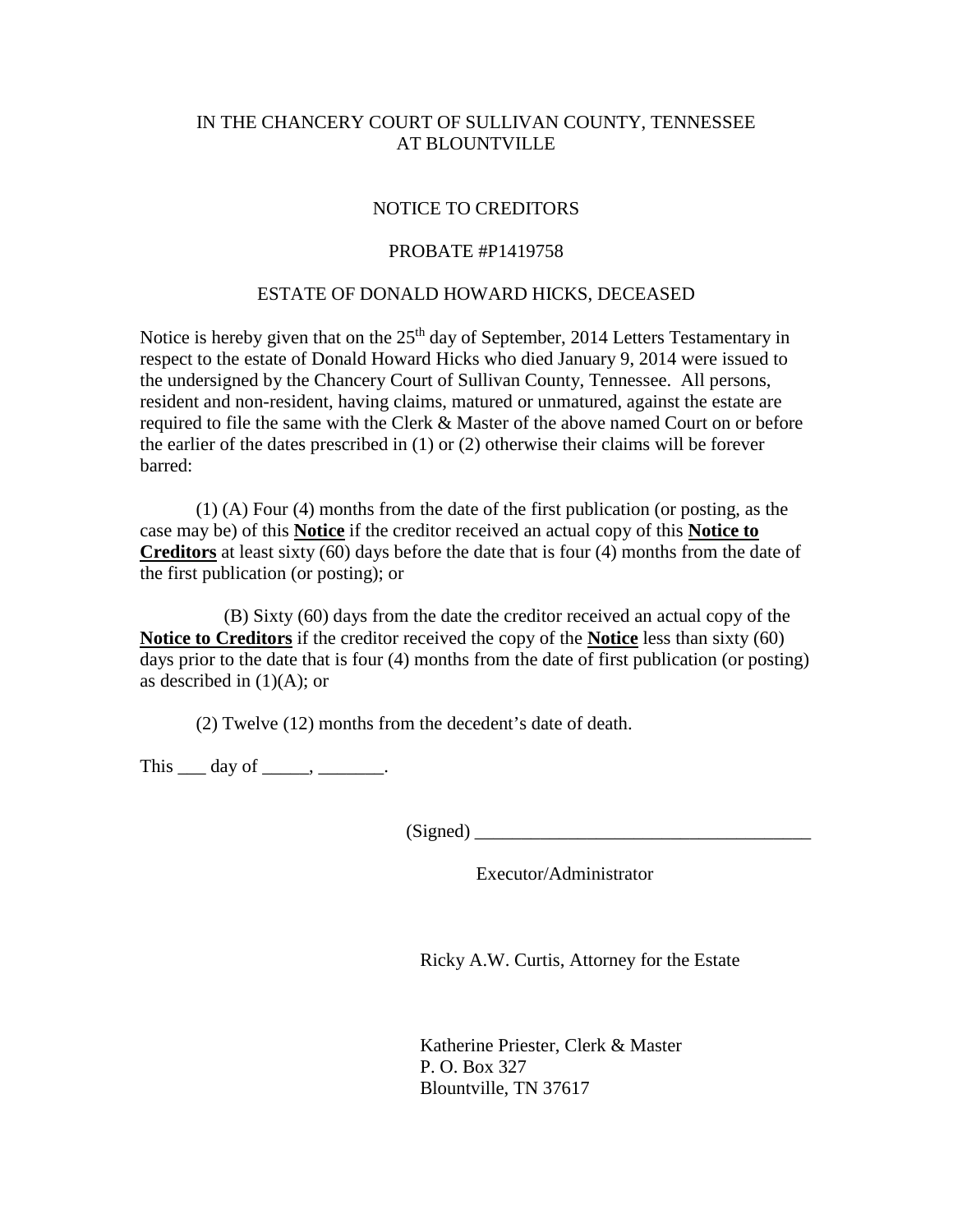IN THE CHANCERY COURT OF SULLIVAN COUNTY, TENNESSEE
AT BLOUNTVILLE

NOTICE TO CREDITORS

PROBATE #P1419758

ESTATE OF DONALD HOWARD HICKS, DECEASED

Notice is hereby given that on the 25th day of September, 2014 Letters Testamentary in respect to the estate of Donald Howard Hicks who died January 9, 2014 were issued to the undersigned by the Chancery Court of Sullivan County, Tennessee. All persons, resident and non-resident, having claims, matured or unmatured, against the estate are required to file the same with the Clerk & Master of the above named Court on or before the earlier of the dates prescribed in (1) or (2) otherwise their claims will be forever barred:

(1) (A) Four (4) months from the date of the first publication (or posting, as the case may be) of this **Notice** if the creditor received an actual copy of this **Notice to Creditors** at least sixty (60) days before the date that is four (4) months from the date of the first publication (or posting); or

(B) Sixty (60) days from the date the creditor received an actual copy of the **Notice to Creditors** if the creditor received the copy of the **Notice** less than sixty (60) days prior to the date that is four (4) months from the date of first publication (or posting) as described in (1)(A); or

(2) Twelve (12) months from the decedent's date of death.

This ___ day of _____, _______.

(Signed) ___________________________________

Executor/Administrator

Ricky A.W. Curtis, Attorney for the Estate

Katherine Priester, Clerk & Master
P. O. Box 327
Blountville, TN 37617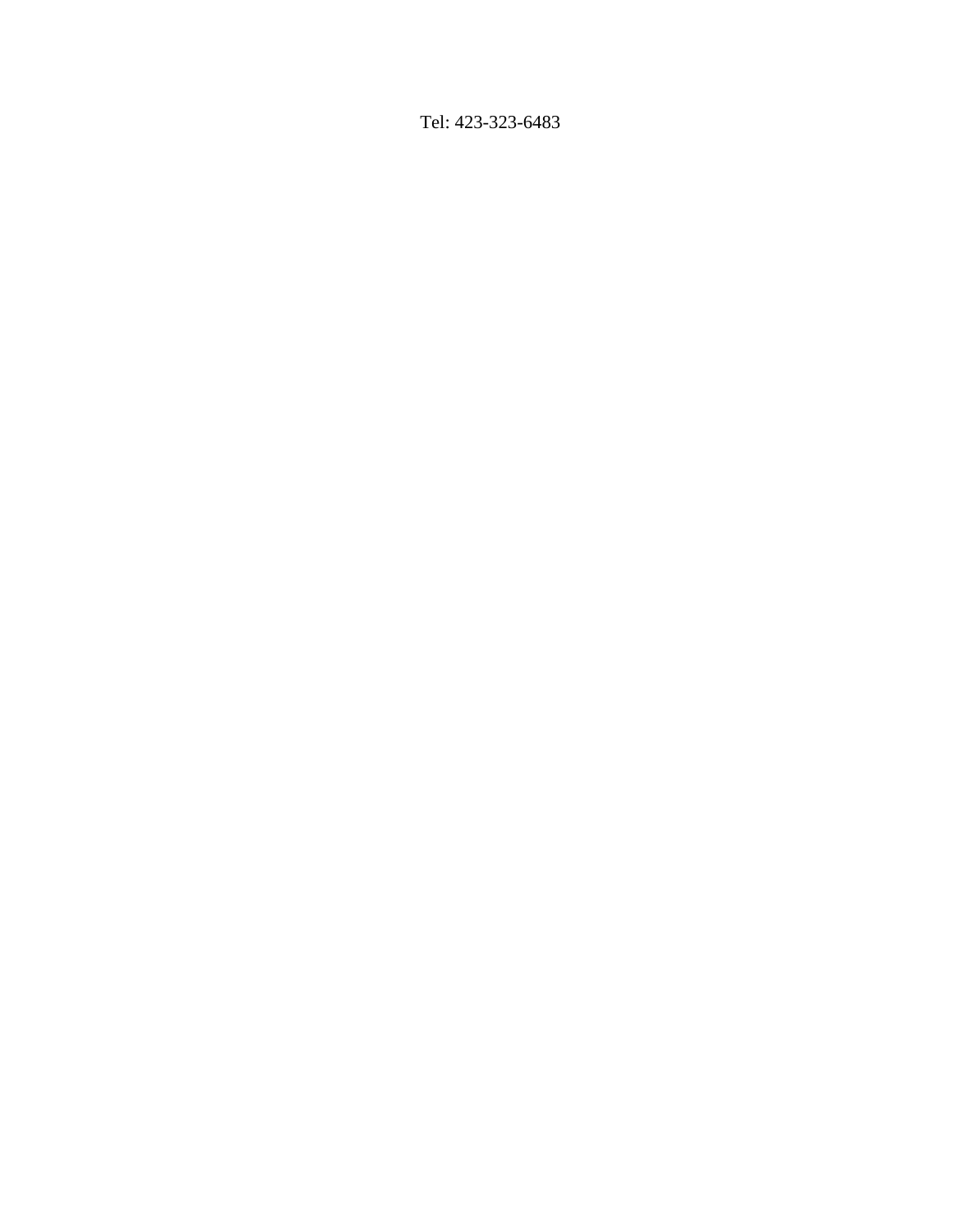Tel: 423-323-6483